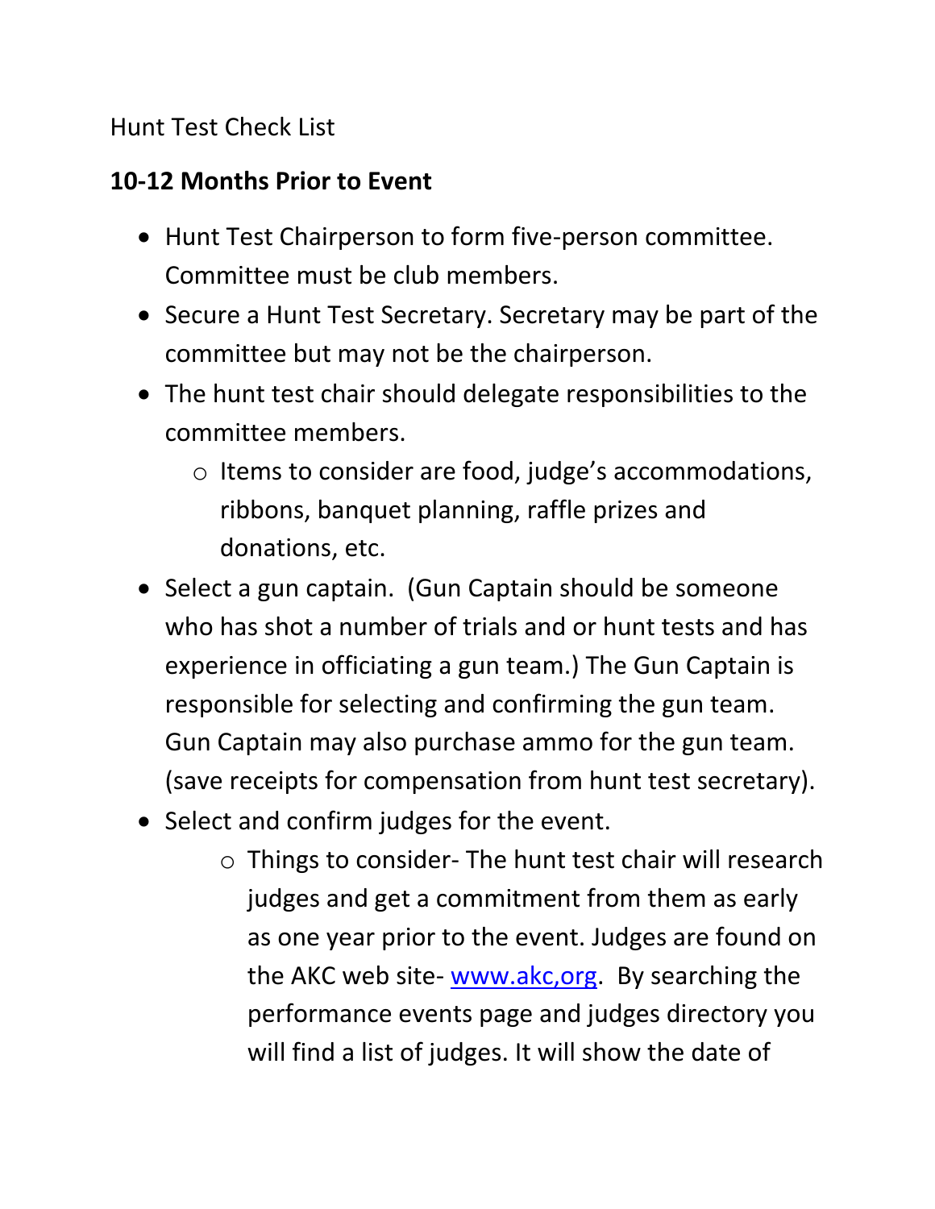Hunt Test Check List

## 10-12 Months Prior to Event

- Hunt Test Chairperson to form five-person committee. Committee must be club members.
- Secure a Hunt Test Secretary. Secretary may be part of the committee but may not be the chairperson.
- The hunt test chair should delegate responsibilities to the committee members.
  - Items to consider are food, judge's accommodations, ribbons, banquet planning, raffle prizes and donations, etc.
- Select a gun captain. (Gun Captain should be someone who has shot a number of trials and or hunt tests and has experience in officiating a gun team.) The Gun Captain is responsible for selecting and confirming the gun team. Gun Captain may also purchase ammo for the gun team. (save receipts for compensation from hunt test secretary).
- Select and confirm judges for the event.
  - Things to consider- The hunt test chair will research judges and get a commitment from them as early as one year prior to the event. Judges are found on the AKC web site- [www.akc,org](www.akc,org). By searching the performance events page and judges directory you will find a list of judges. It will show the date of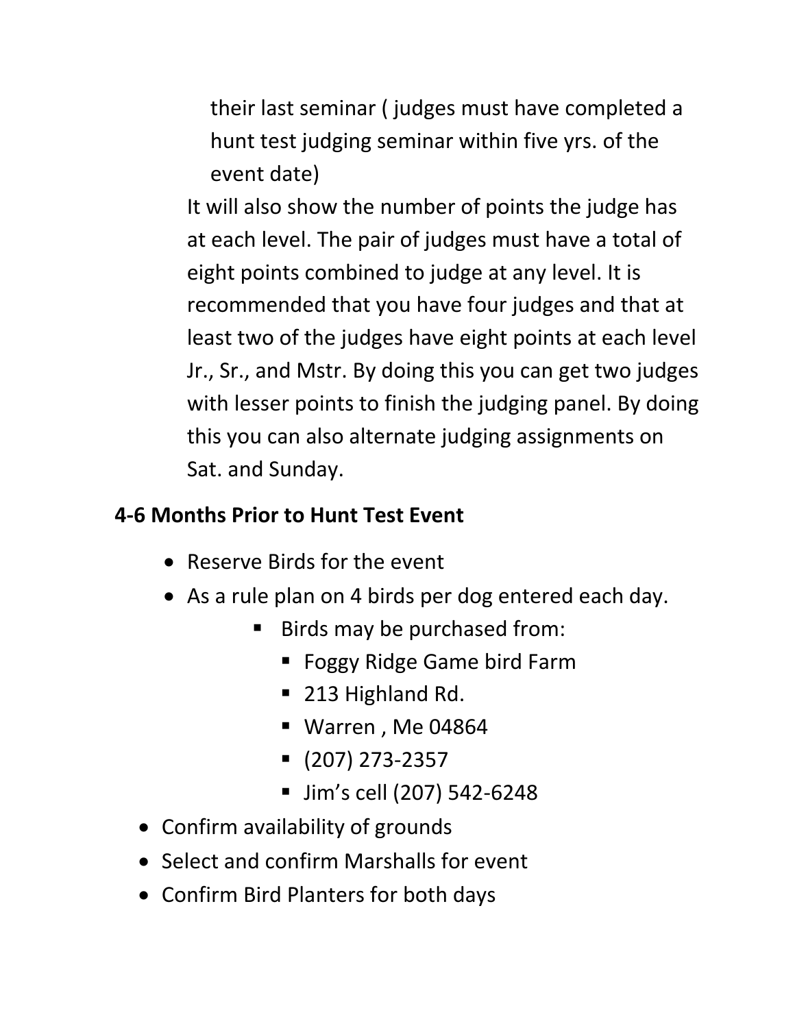their last seminar ( judges must have completed a hunt test judging seminar within five yrs. of the event date)

It will also show the number of points the judge has at each level. The pair of judges must have a total of eight points combined to judge at any level. It is recommended that you have four judges and that at least two of the judges have eight points at each level Jr., Sr., and Mstr. By doing this you can get two judges with lesser points to finish the judging panel. By doing this you can also alternate judging assignments on Sat. and Sunday.

**4-6 Months Prior to Hunt Test Event**

- Reserve Birds for the event
- As a rule plan on 4 birds per dog entered each day.
    - Birds may be purchased from:
        - Foggy Ridge Game bird Farm
        - 213 Highland Rd.
        - Warren , Me 04864
        - (207) 273-2357
        - Jim's cell (207) 542-6248
- Confirm availability of grounds
- Select and confirm Marshalls for event
- Confirm Bird Planters for both days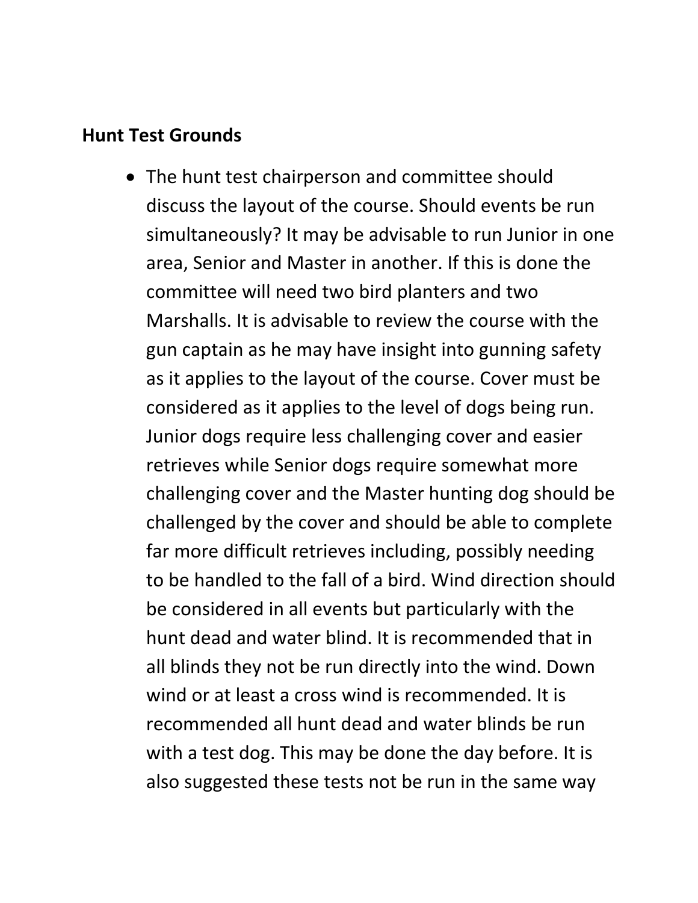**Hunt Test Grounds**

- The hunt test chairperson and committee should discuss the layout of the course. Should events be run simultaneously? It may be advisable to run Junior in one area, Senior and Master in another. If this is done the committee will need two bird planters and two Marshalls. It is advisable to review the course with the gun captain as he may have insight into gunning safety as it applies to the layout of the course. Cover must be considered as it applies to the level of dogs being run. Junior dogs require less challenging cover and easier retrieves while Senior dogs require somewhat more challenging cover and the Master hunting dog should be challenged by the cover and should be able to complete far more difficult retrieves including, possibly needing to be handled to the fall of a bird. Wind direction should be considered in all events but particularly with the hunt dead and water blind. It is recommended that in all blinds they not be run directly into the wind. Down wind or at least a cross wind is recommended. It is recommended all hunt dead and water blinds be run with a test dog. This may be done the day before. It is also suggested these tests not be run in the same way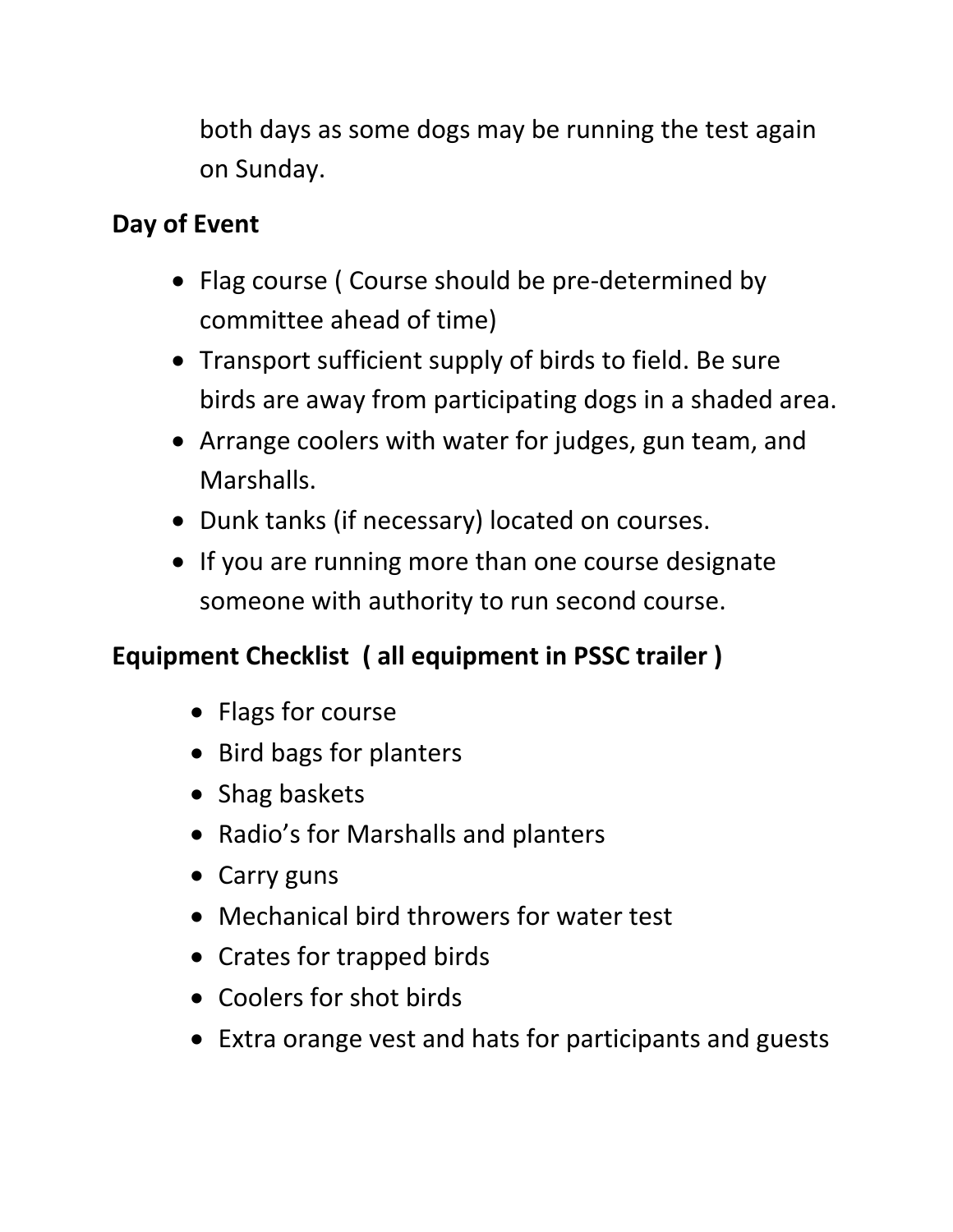both days as some dogs may be running the test again on Sunday.

**Day of Event**

- Flag course ( Course should be pre-determined by committee ahead of time)
- Transport sufficient supply of birds to field. Be sure birds are away from participating dogs in a shaded area.
- Arrange coolers with water for judges, gun team, and Marshalls.
- Dunk tanks (if necessary) located on courses.
- If you are running more than one course designate someone with authority to run second course.

**Equipment Checklist ( all equipment in PSSC trailer )**

- Flags for course
- Bird bags for planters
- Shag baskets
- Radio's for Marshalls and planters
- Carry guns
- Mechanical bird throwers for water test
- Crates for trapped birds
- Coolers for shot birds
- Extra orange vest and hats for participants and guests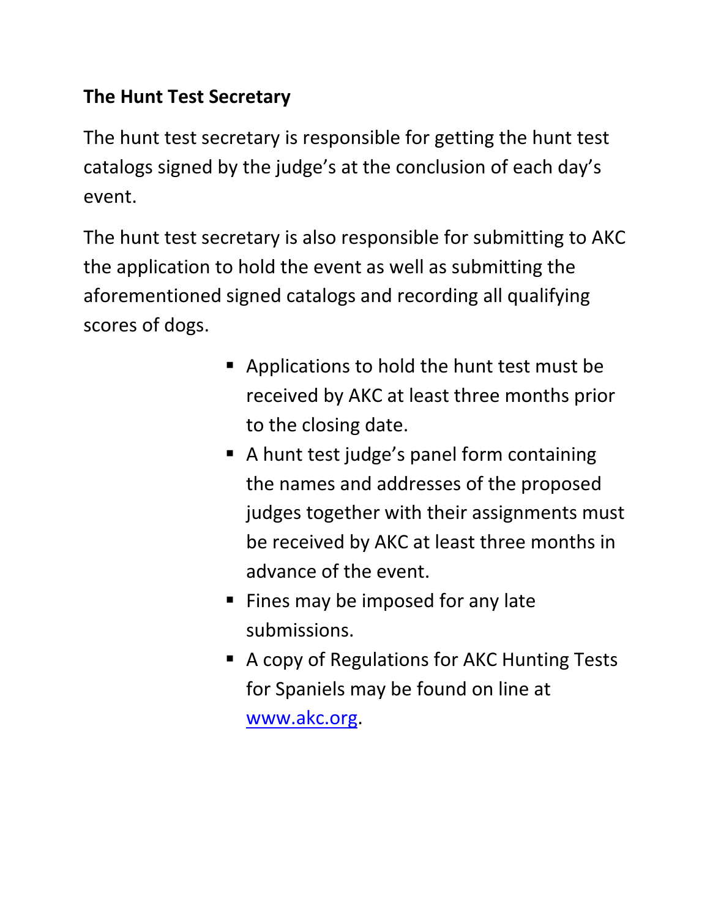## The Hunt Test Secretary

The hunt test secretary is responsible for getting the hunt test catalogs signed by the judge's at the conclusion of each day's event.

The hunt test secretary is also responsible for submitting to AKC the application to hold the event as well as submitting the aforementioned signed catalogs and recording all qualifying scores of dogs.

- Applications to hold the hunt test must be received by AKC at least three months prior to the closing date.
- A hunt test judge's panel form containing the names and addresses of the proposed judges together with their assignments must be received by AKC at least three months in advance of the event.
- Fines may be imposed for any late submissions.
- A copy of Regulations for AKC Hunting Tests for Spaniels may be found on line at [www.akc.org](http://www.akc.org).